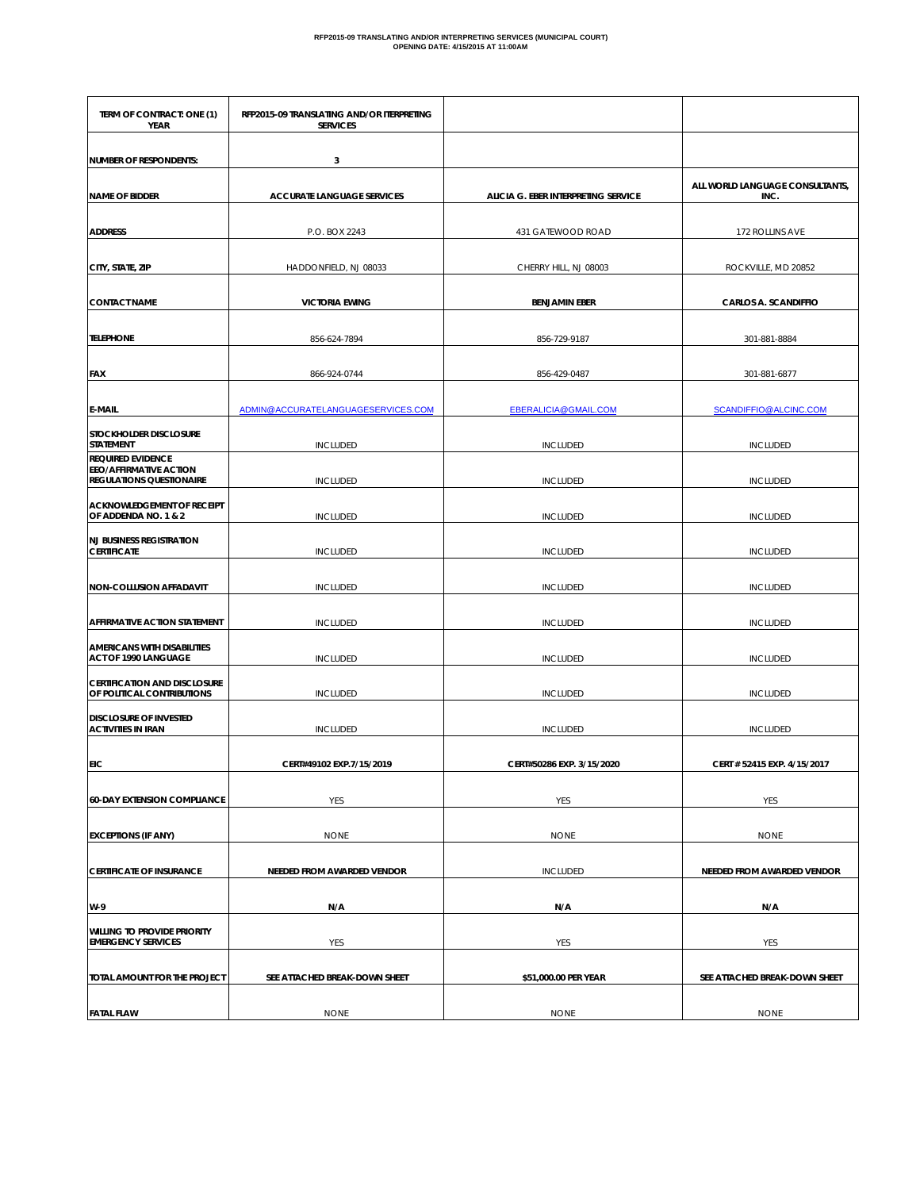**RFP2015-09 TRANSLATING AND/OR INTERPRETING SERVICES (MUNICIPAL COURT)**
**OPENING DATE: 4/15/2015 AT 11:00AM**

| TERM OF CONTRACT: ONE (1) YEAR | RFP2015-09 TRANSLATING AND/OR ITERPRETING SERVICES | | |
|---|---|---|---|
| NUMBER OF RESPONDENTS: | 3 | | |
| NAME OF BIDDER | ACCURATE LANGUAGE SERVICES | ALICIA G. EBER INTERPRETING SERVICE | ALL WORLD LANGUAGE CONSULTANTS, INC. |
| ADDRESS | P.O. BOX 2243 | 431 GATEWOOD ROAD | 172 ROLLINS AVE |
| CITY, STATE, ZIP | HADDONFIELD, NJ 08033 | CHERRY HILL, NJ 08003 | ROCKVILLE, MD 20852 |
| CONTACT NAME | VICTORIA EWING | BENJAMIN EBER | CARLOS A. SCANDIFFIO |
| TELEPHONE | 856-624-7894 | 856-729-9187 | 301-881-8884 |
| FAX | 866-924-0744 | 856-429-0487 | 301-881-6877 |
| E-MAIL | ADMIN@ACCURATELANGUAGESERVICES.COM | EBERALICIA@GMAIL.COM | SCANDIFFIO@ALCINC.COM |
| STOCKHOLDER DISCLOSURE STATEMENT | INCLUDED | INCLUDED | INCLUDED |
| REQUIRED EVIDENCE EEO/AFFIRMATIVE ACTION REGULATIONS QUESTIONAIRE | INCLUDED | INCLUDED | INCLUDED |
| ACKNOWLEDGEMENT OF RECEIPT OF ADDENDA NO. 1 & 2 | INCLUDED | INCLUDED | INCLUDED |
| NJ BUSINESS REGISTRATION CERTIFICATE | INCLUDED | INCLUDED | INCLUDED |
| NON-COLLUSION AFFADAVIT | INCLUDED | INCLUDED | INCLUDED |
| AFFIRMATIVE ACTION STATEMENT | INCLUDED | INCLUDED | INCLUDED |
| AMERICANS WITH DISABILITIES ACT OF 1990 LANGUAGE | INCLUDED | INCLUDED | INCLUDED |
| CERTIFICATION AND DISCLOSURE OF POLITICAL CONTRIBUTIONS | INCLUDED | INCLUDED | INCLUDED |
| DISCLOSURE OF INVESTED ACTIVITIES IN IRAN | INCLUDED | INCLUDED | INCLUDED |
| EIC | CERT#49102 EXP.7/15/2019 | CERT#50286 EXP. 3/15/2020 | CERT # 52415 EXP. 4/15/2017 |
| 60-DAY EXTENSION COMPLIANCE | YES | YES | YES |
| EXCEPTIONS (IF ANY) | NONE | NONE | NONE |
| CERTIFICATE OF INSURANCE | NEEDED FROM AWARDED VENDOR | INCLUDED | NEEDED FROM AWARDED VENDOR |
| W-9 | N/A | N/A | N/A |
| WILLING TO PROVIDE PRIORITY EMERGENCY SERVICES | YES | YES | YES |
| TOTAL AMOUNT FOR THE PROJECT | SEE ATTACHED BREAK-DOWN SHEET | $51,000.00 PER YEAR | SEE ATTACHED BREAK-DOWN SHEET |
| FATAL FLAW | NONE | NONE | NONE |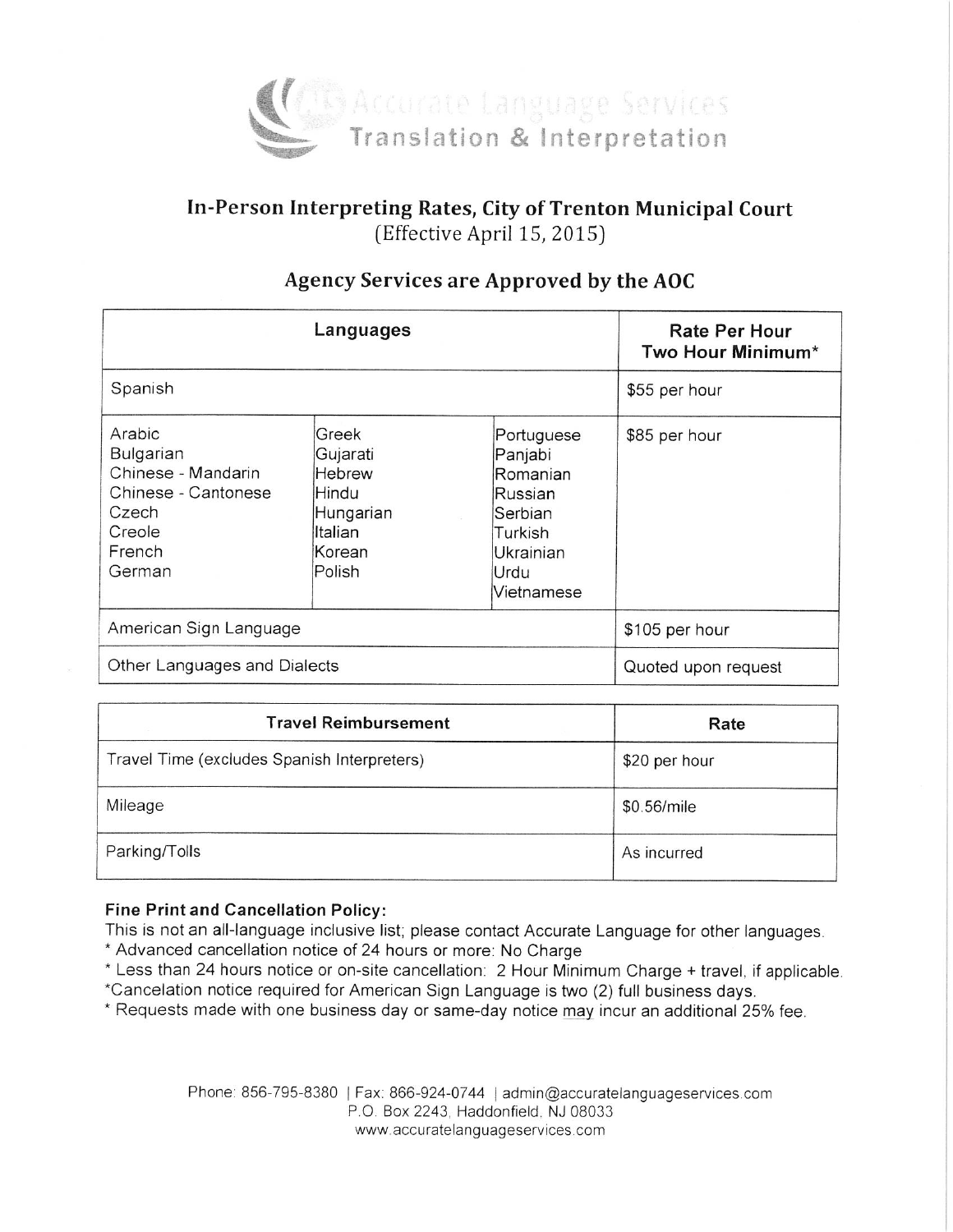Accurate Language Services
Translation & Interpretation

## In-Person Interpreting Rates, City of Trenton Municipal Court
(Effective April 15, 2015)

### Agency Services are Approved by the AOC

| Languages | | | Rate Per Hour Two Hour Minimum* |
|---|---|---|---|
| Spanish | | | $55 per hour |
| Arabic<br>Bulgarian<br>Chinese - Mandarin<br>Chinese - Cantonese<br>Czech<br>Creole<br>French<br>German | Greek<br>Gujarati<br>Hebrew<br>Hindu<br>Hungarian<br>Italian<br>Korean<br>Polish | Portuguese<br>Panjabi<br>Romanian<br>Russian<br>Serbian<br>Turkish<br>Ukrainian<br>Urdu<br>Vietnamese | $85 per hour |
| American Sign Language | | | $105 per hour |
| Other Languages and Dialects | | | Quoted upon request |

| Travel Reimbursement | Rate |
|---|---|
| Travel Time (excludes Spanish Interpreters) | $20 per hour |
| Mileage | $0.56/mile |
| Parking/Tolls | As incurred |

**Fine Print and Cancellation Policy:**

This is not an all-language inclusive list; please contact Accurate Language for other languages.

* Advanced cancellation notice of 24 hours or more: No Charge
* Less than 24 hours notice or on-site cancellation: 2 Hour Minimum Charge + travel, if applicable.

*Cancelation notice required for American Sign Language is two (2) full business days.

* Requests made with one business day or same-day notice may incur an additional 25% fee.

Phone: 856-795-8380 | Fax: 866-924-0744 | admin@accuratelanguageservices.com
P.O. Box 2243, Haddonfield, NJ 08033
www.accuratelanguageservices.com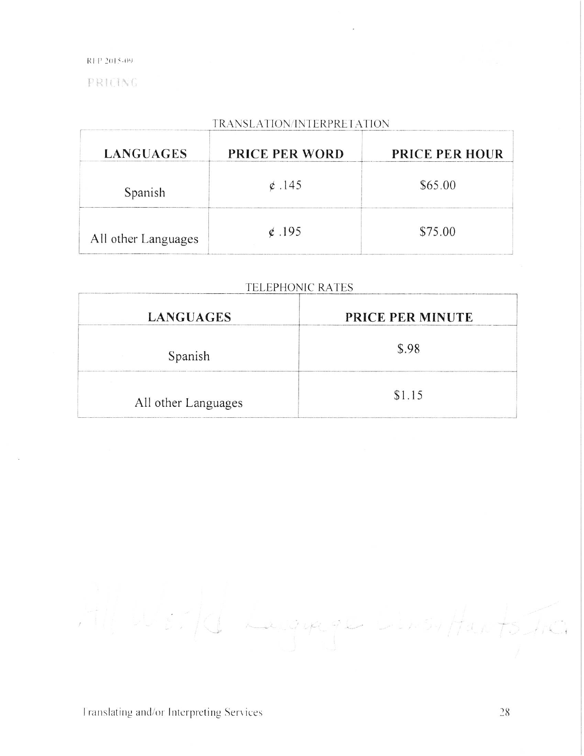RFP 2015-09

PRICING

TRANSLATION/INTERPRETATION

| LANGUAGES | PRICE PER WORD | PRICE PER HOUR |
|---|---|---|
| Spanish | ¢ .145 | $65.00 |
| All other Languages | ¢ .195 | $75.00 |

TELEPHONIC RATES

| LANGUAGES | PRICE PER MINUTE |
|---|---|
| Spanish | $.98 |
| All other Languages | $1.15 |

All World Language Consultants Inc.

Translating and/or Interpreting Services